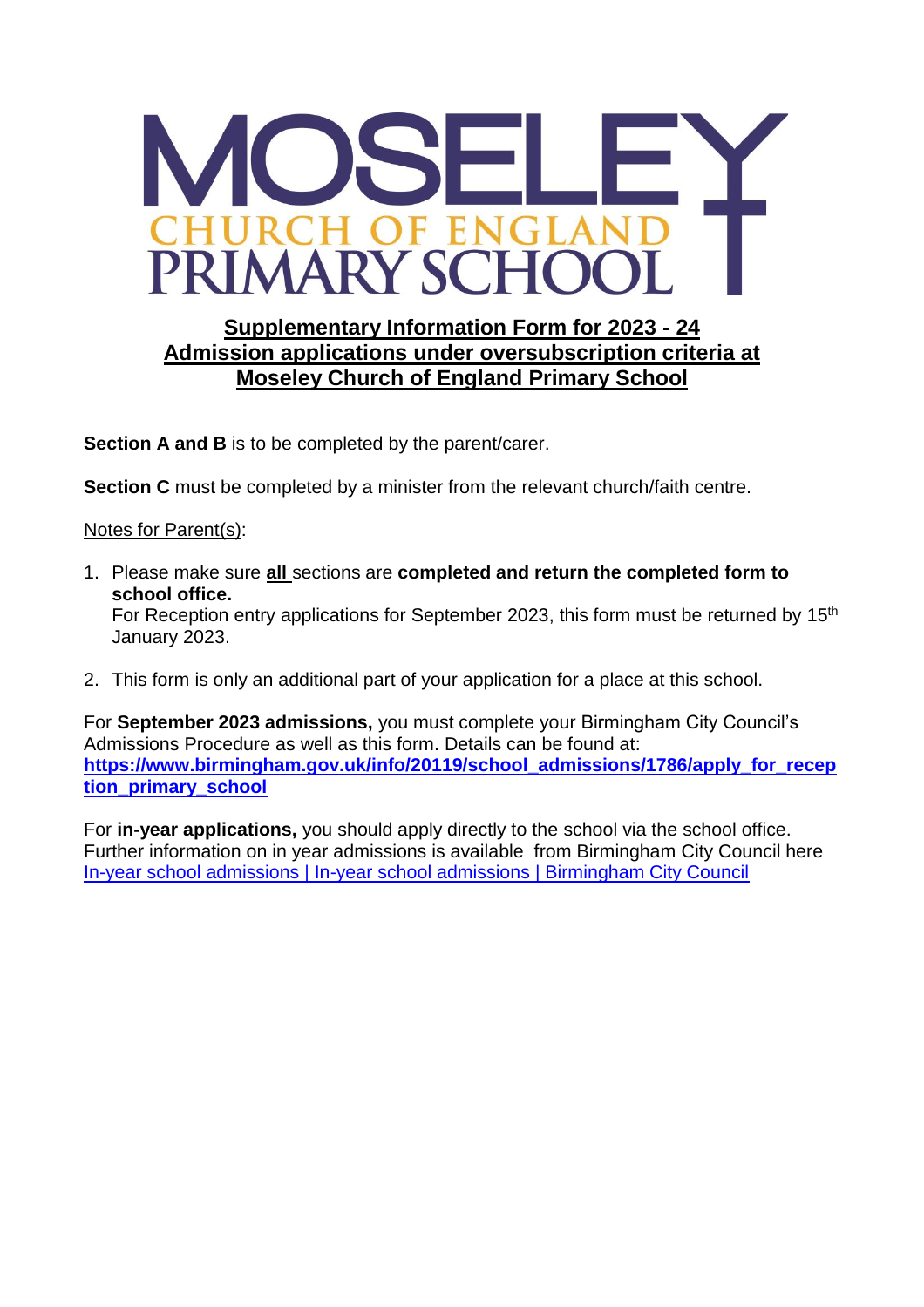# MOSELEY CHURCH OF ENGLAND PRIMARY SCHOOL

## Supplementary Information Form for 2023 - 24 Admission applications under oversubscription criteria at Moseley Church of England Primary School

**Section A and B** is to be completed by the parent/carer.

**Section C** must be completed by a minister from the relevant church/faith centre.

Notes for Parent(s):

1. Please make sure **all** sections are **completed and return the completed form to school office.**
   For Reception entry applications for September 2023, this form must be returned by 15th January 2023.

2. This form is only an additional part of your application for a place at this school.

For **September 2023 admissions,** you must complete your Birmingham City Council's Admissions Procedure as well as this form. Details can be found at: **https://www.birmingham.gov.uk/info/20119/school_admissions/1786/apply_for_reception_primary_school**

For **in-year applications,** you should apply directly to the school via the school office. Further information on in year admissions is available from Birmingham City Council here In-year school admissions | In-year school admissions | Birmingham City Council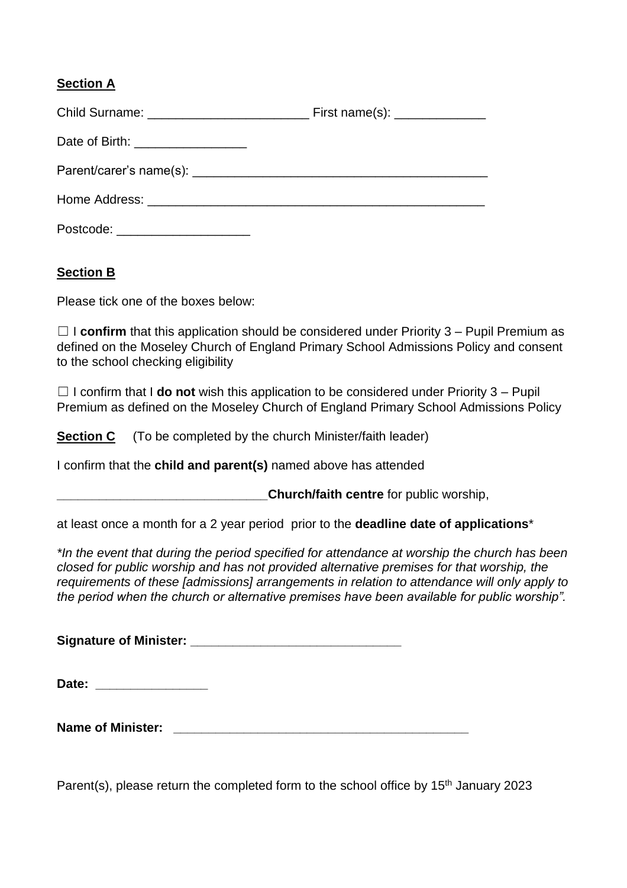**Section A**

Child Surname: ______________________ First name(s): _____________

Date of Birth: ________________

Parent/carer's name(s): ________________________________________

Home Address: ______________________________________________

Postcode: ___________________

**Section B**

Please tick one of the boxes below:

☐ I **confirm** that this application should be considered under Priority 3 – Pupil Premium as defined on the Moseley Church of England Primary School Admissions Policy and consent to the school checking eligibility

☐ I confirm that I **do not** wish this application to be considered under Priority 3 – Pupil Premium as defined on the Moseley Church of England Primary School Admissions Policy

**Section C** (To be completed by the church Minister/faith leader)

I confirm that the **child and parent(s)** named above has attended

______________________________**Church/faith centre** for public worship,

at least once a month for a 2 year period prior to the **deadline date of applications***

*\*In the event that during the period specified for attendance at worship the church has been closed for public worship and has not provided alternative premises for that worship, the requirements of these [admissions] arrangements in relation to attendance will only apply to the period when the church or alternative premises have been available for public worship".*

**Signature of Minister: ______________________________**

**Date: _______________**

**Name of Minister: ___________________________________________**

Parent(s), please return the completed form to the school office by 15th January 2023